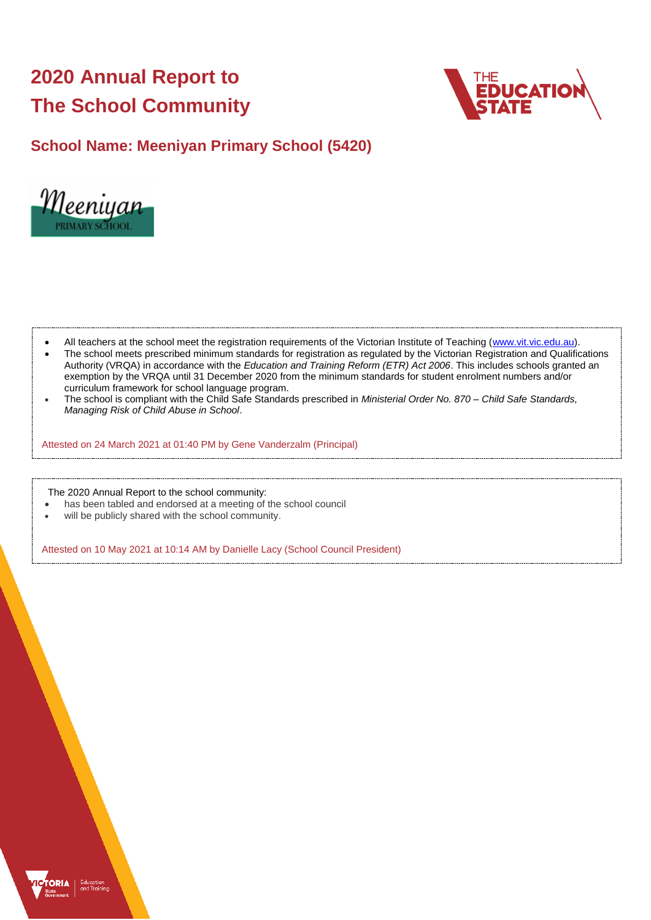# 2020 Annual Report to The School Community

## School Name: Meeniyan Primary School (5420)

- All teachers at the school meet the registration requirements of the Victorian Institute of Teaching (www.vit.vic.edu.au).
- The school meets prescribed minimum standards for registration as regulated by the Victorian Registration and Qualifications Authority (VRQA) in accordance with the *Education and Training Reform (ETR) Act 2006*. This includes schools granted an exemption by the VRQA until 31 December 2020 from the minimum standards for student enrolment numbers and/or curriculum framework for school language program.
- The school is compliant with the Child Safe Standards prescribed in *Ministerial Order No. 870 – Child Safe Standards, Managing Risk of Child Abuse in School*.

Attested on 24 March 2021 at 01:40 PM by Gene Vanderzalm (Principal)

The 2020 Annual Report to the school community:

- has been tabled and endorsed at a meeting of the school council
- will be publicly shared with the school community.

Attested on 10 May 2021 at 10:14 AM by Danielle Lacy (School Council President)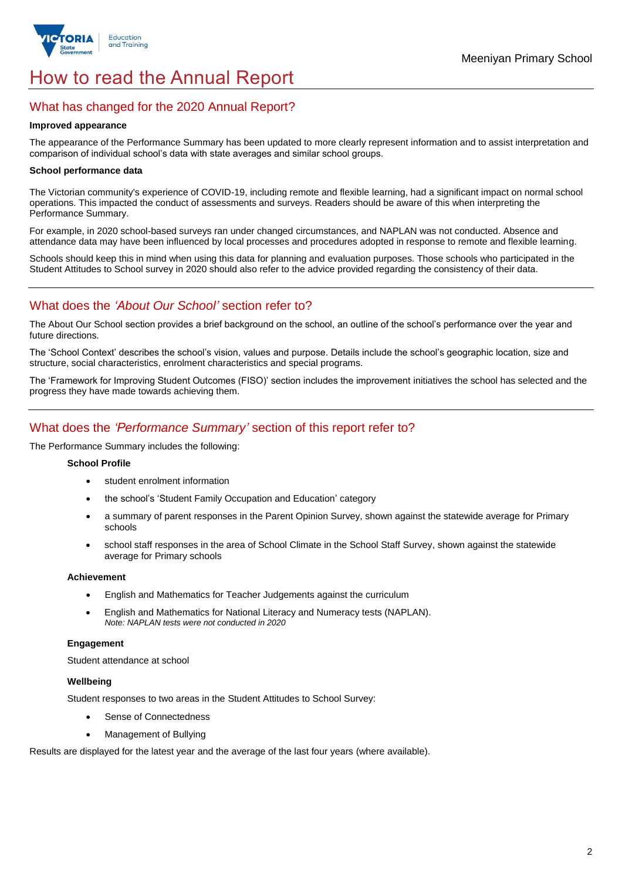# How to read the Annual Report

## What has changed for the 2020 Annual Report?

**Improved appearance**

The appearance of the Performance Summary has been updated to more clearly represent information and to assist interpretation and comparison of individual school's data with state averages and similar school groups.

**School performance data**

The Victorian community's experience of COVID-19, including remote and flexible learning, had a significant impact on normal school operations. This impacted the conduct of assessments and surveys. Readers should be aware of this when interpreting the Performance Summary.

For example, in 2020 school-based surveys ran under changed circumstances, and NAPLAN was not conducted. Absence and attendance data may have been influenced by local processes and procedures adopted in response to remote and flexible learning.

Schools should keep this in mind when using this data for planning and evaluation purposes. Those schools who participated in the Student Attitudes to School survey in 2020 should also refer to the advice provided regarding the consistency of their data.

## What does the *'About Our School'* section refer to?

The About Our School section provides a brief background on the school, an outline of the school's performance over the year and future directions.

The 'School Context' describes the school's vision, values and purpose. Details include the school's geographic location, size and structure, social characteristics, enrolment characteristics and special programs.

The 'Framework for Improving Student Outcomes (FISO)' section includes the improvement initiatives the school has selected and the progress they have made towards achieving them.

## What does the *'Performance Summary'* section of this report refer to?

The Performance Summary includes the following:

**School Profile**

- student enrolment information
- the school's 'Student Family Occupation and Education' category
- a summary of parent responses in the Parent Opinion Survey, shown against the statewide average for Primary schools
- school staff responses in the area of School Climate in the School Staff Survey, shown against the statewide average for Primary schools

**Achievement**

- English and Mathematics for Teacher Judgements against the curriculum
- English and Mathematics for National Literacy and Numeracy tests (NAPLAN).
  *Note: NAPLAN tests were not conducted in 2020*

**Engagement**

Student attendance at school

**Wellbeing**

Student responses to two areas in the Student Attitudes to School Survey:

- Sense of Connectedness
- Management of Bullying

Results are displayed for the latest year and the average of the last four years (where available).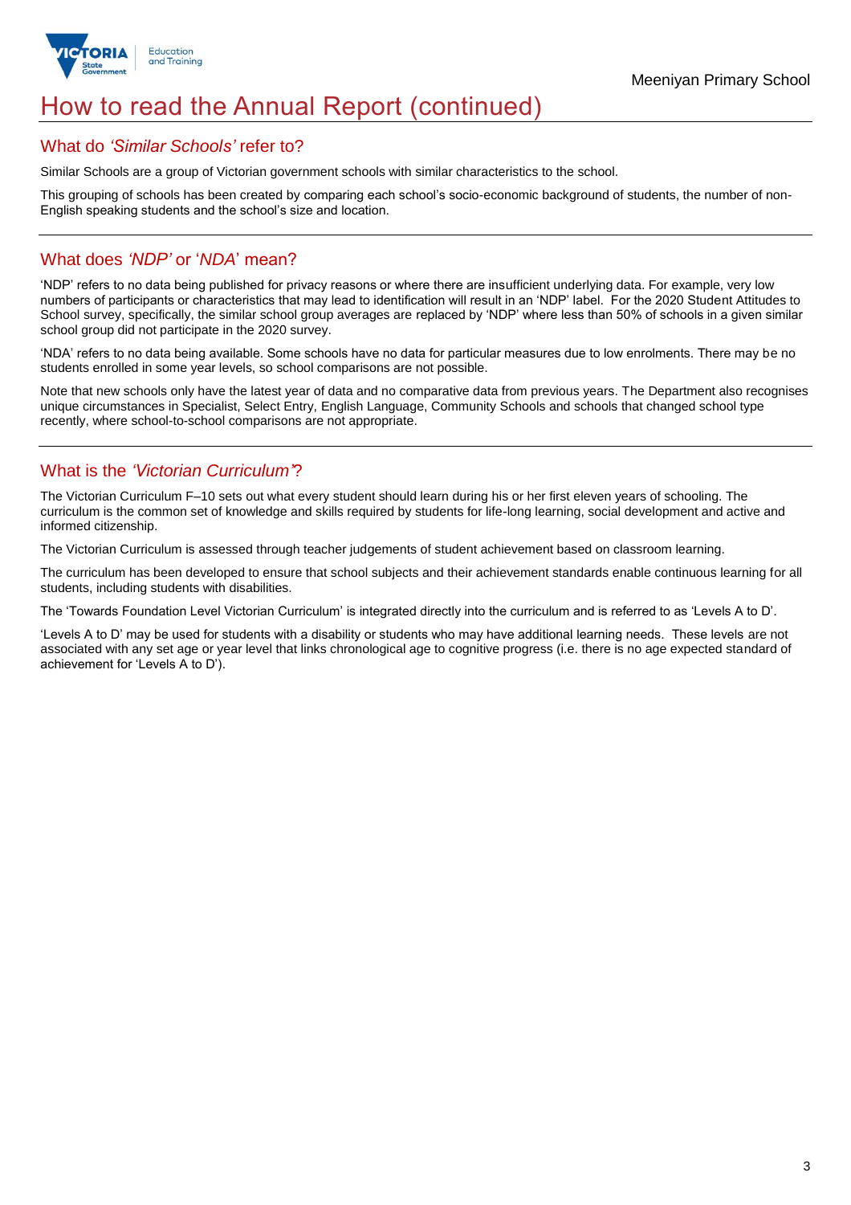# How to read the Annual Report (continued)

## What do *'Similar Schools'* refer to?

Similar Schools are a group of Victorian government schools with similar characteristics to the school.

This grouping of schools has been created by comparing each school's socio-economic background of students, the number of non-English speaking students and the school's size and location.

## What does *'NDP'* or '*NDA*' mean?

'NDP' refers to no data being published for privacy reasons or where there are insufficient underlying data. For example, very low numbers of participants or characteristics that may lead to identification will result in an 'NDP' label. For the 2020 Student Attitudes to School survey, specifically, the similar school group averages are replaced by 'NDP' where less than 50% of schools in a given similar school group did not participate in the 2020 survey.

'NDA' refers to no data being available. Some schools have no data for particular measures due to low enrolments. There may be no students enrolled in some year levels, so school comparisons are not possible.

Note that new schools only have the latest year of data and no comparative data from previous years. The Department also recognises unique circumstances in Specialist, Select Entry, English Language, Community Schools and schools that changed school type recently, where school-to-school comparisons are not appropriate.

## What is the *'Victorian Curriculum'*?

The Victorian Curriculum F–10 sets out what every student should learn during his or her first eleven years of schooling. The curriculum is the common set of knowledge and skills required by students for life-long learning, social development and active and informed citizenship.

The Victorian Curriculum is assessed through teacher judgements of student achievement based on classroom learning.

The curriculum has been developed to ensure that school subjects and their achievement standards enable continuous learning for all students, including students with disabilities.

The 'Towards Foundation Level Victorian Curriculum' is integrated directly into the curriculum and is referred to as 'Levels A to D'.

'Levels A to D' may be used for students with a disability or students who may have additional learning needs. These levels are not associated with any set age or year level that links chronological age to cognitive progress (i.e. there is no age expected standard of achievement for 'Levels A to D').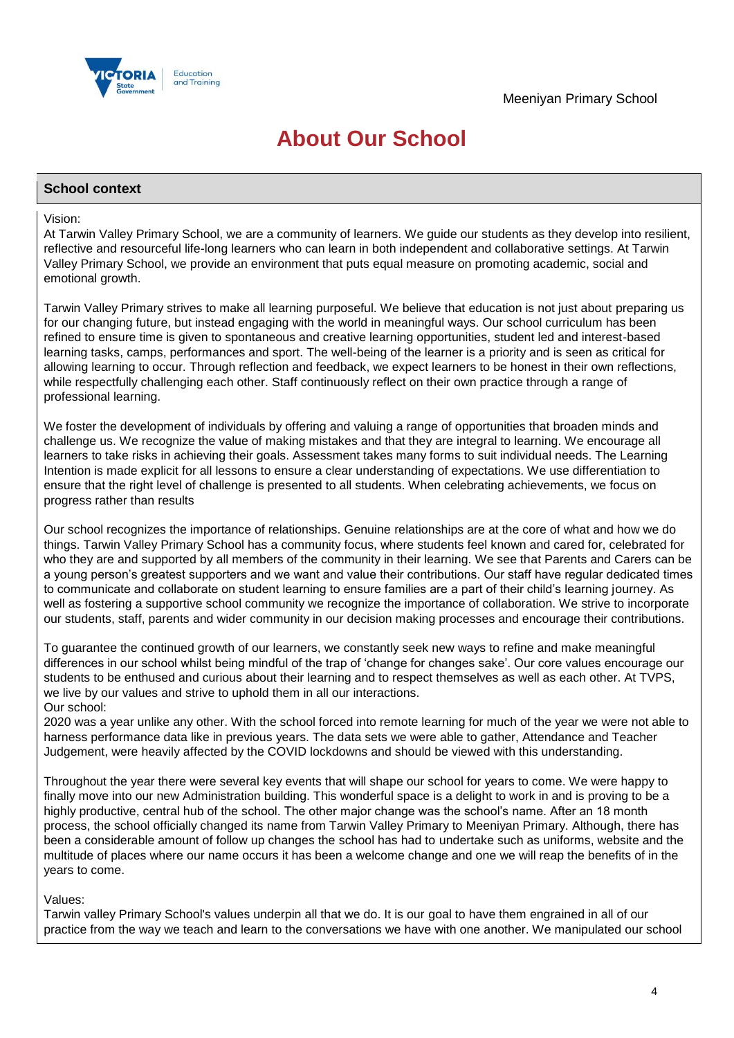# About Our School

## School context

Vision:

At Tarwin Valley Primary School, we are a community of learners. We guide our students as they develop into resilient, reflective and resourceful life-long learners who can learn in both independent and collaborative settings. At Tarwin Valley Primary School, we provide an environment that puts equal measure on promoting academic, social and emotional growth.

Tarwin Valley Primary strives to make all learning purposeful. We believe that education is not just about preparing us for our changing future, but instead engaging with the world in meaningful ways. Our school curriculum has been refined to ensure time is given to spontaneous and creative learning opportunities, student led and interest-based learning tasks, camps, performances and sport. The well-being of the learner is a priority and is seen as critical for allowing learning to occur. Through reflection and feedback, we expect learners to be honest in their own reflections, while respectfully challenging each other. Staff continuously reflect on their own practice through a range of professional learning.

We foster the development of individuals by offering and valuing a range of opportunities that broaden minds and challenge us. We recognize the value of making mistakes and that they are integral to learning. We encourage all learners to take risks in achieving their goals. Assessment takes many forms to suit individual needs. The Learning Intention is made explicit for all lessons to ensure a clear understanding of expectations. We use differentiation to ensure that the right level of challenge is presented to all students. When celebrating achievements, we focus on progress rather than results

Our school recognizes the importance of relationships. Genuine relationships are at the core of what and how we do things. Tarwin Valley Primary School has a community focus, where students feel known and cared for, celebrated for who they are and supported by all members of the community in their learning. We see that Parents and Carers can be a young person's greatest supporters and we want and value their contributions. Our staff have regular dedicated times to communicate and collaborate on student learning to ensure families are a part of their child's learning journey. As well as fostering a supportive school community we recognize the importance of collaboration. We strive to incorporate our students, staff, parents and wider community in our decision making processes and encourage their contributions.

To guarantee the continued growth of our learners, we constantly seek new ways to refine and make meaningful differences in our school whilst being mindful of the trap of 'change for changes sake'. Our core values encourage our students to be enthused and curious about their learning and to respect themselves as well as each other. At TVPS, we live by our values and strive to uphold them in all our interactions.

Our school:

2020 was a year unlike any other. With the school forced into remote learning for much of the year we were not able to harness performance data like in previous years. The data sets we were able to gather, Attendance and Teacher Judgement, were heavily affected by the COVID lockdowns and should be viewed with this understanding.

Throughout the year there were several key events that will shape our school for years to come. We were happy to finally move into our new Administration building. This wonderful space is a delight to work in and is proving to be a highly productive, central hub of the school. The other major change was the school's name. After an 18 month process, the school officially changed its name from Tarwin Valley Primary to Meeniyan Primary. Although, there has been a considerable amount of follow up changes the school has had to undertake such as uniforms, website and the multitude of places where our name occurs it has been a welcome change and one we will reap the benefits of in the years to come.

Values:

Tarwin valley Primary School's values underpin all that we do. It is our goal to have them engrained in all of our practice from the way we teach and learn to the conversations we have with one another. We manipulated our school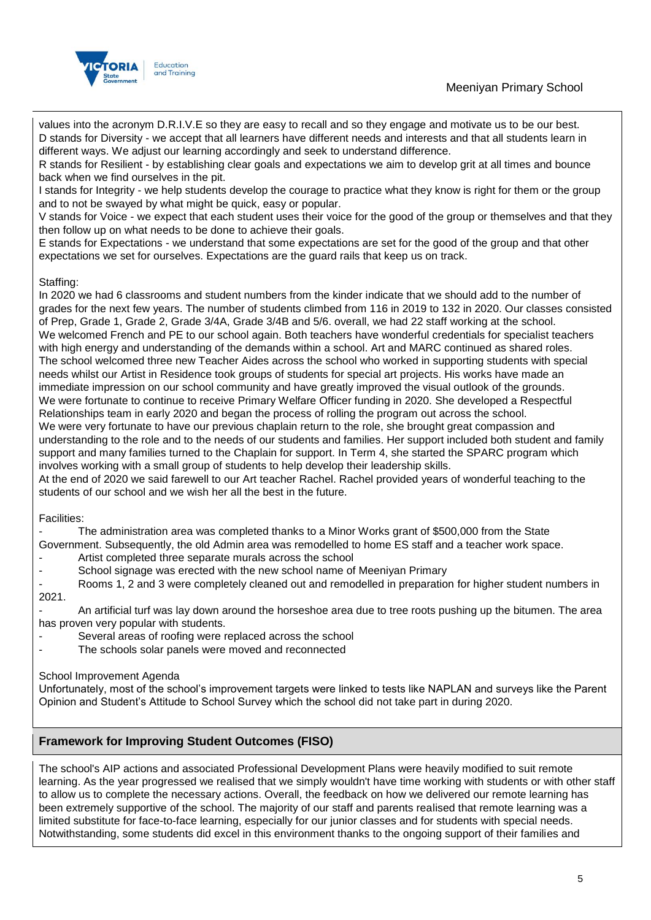values into the acronym D.R.I.V.E so they are easy to recall and so they engage and motivate us to be our best.
D stands for Diversity - we accept that all learners have different needs and interests and that all students learn in different ways. We adjust our learning accordingly and seek to understand difference.
R stands for Resilient - by establishing clear goals and expectations we aim to develop grit at all times and bounce back when we find ourselves in the pit.
I stands for Integrity - we help students develop the courage to practice what they know is right for them or the group and to not be swayed by what might be quick, easy or popular.
V stands for Voice - we expect that each student uses their voice for the good of the group or themselves and that they then follow up on what needs to be done to achieve their goals.
E stands for Expectations - we understand that some expectations are set for the good of the group and that other expectations we set for ourselves. Expectations are the guard rails that keep us on track.

Staffing:
In 2020 we had 6 classrooms and student numbers from the kinder indicate that we should add to the number of grades for the next few years. The number of students climbed from 116 in 2019 to 132 in 2020. Our classes consisted of Prep, Grade 1, Grade 2, Grade 3/4A, Grade 3/4B and 5/6. overall, we had 22 staff working at the school.
We welcomed French and PE to our school again. Both teachers have wonderful credentials for specialist teachers with high energy and understanding of the demands within a school. Art and MARC continued as shared roles.
The school welcomed three new Teacher Aides across the school who worked in supporting students with special needs whilst our Artist in Residence took groups of students for special art projects. His works have made an immediate impression on our school community and have greatly improved the visual outlook of the grounds.
We were fortunate to continue to receive Primary Welfare Officer funding in 2020. She developed a Respectful Relationships team in early 2020 and began the process of rolling the program out across the school.
We were very fortunate to have our previous chaplain return to the role, she brought great compassion and understanding to the role and to the needs of our students and families. Her support included both student and family support and many families turned to the Chaplain for support. In Term 4, she started the SPARC program which involves working with a small group of students to help develop their leadership skills.
At the end of 2020 we said farewell to our Art teacher Rachel. Rachel provided years of wonderful teaching to the students of our school and we wish her all the best in the future.

Facilities:

- The administration area was completed thanks to a Minor Works grant of $500,000 from the State Government. Subsequently, the old Admin area was remodelled to home ES staff and a teacher work space.
- Artist completed three separate murals across the school
- School signage was erected with the new school name of Meeniyan Primary
- Rooms 1, 2 and 3 were completely cleaned out and remodelled in preparation for higher student numbers in 2021.
- An artificial turf was lay down around the horseshoe area due to tree roots pushing up the bitumen. The area has proven very popular with students.
- Several areas of roofing were replaced across the school
- The schools solar panels were moved and reconnected

School Improvement Agenda
Unfortunately, most of the school's improvement targets were linked to tests like NAPLAN and surveys like the Parent Opinion and Student's Attitude to School Survey which the school did not take part in during 2020.

## Framework for Improving Student Outcomes (FISO)

The school's AIP actions and associated Professional Development Plans were heavily modified to suit remote learning. As the year progressed we realised that we simply wouldn't have time working with students or with other staff to allow us to complete the necessary actions. Overall, the feedback on how we delivered our remote learning has been extremely supportive of the school. The majority of our staff and parents realised that remote learning was a limited substitute for face-to-face learning, especially for our junior classes and for students with special needs. Notwithstanding, some students did excel in this environment thanks to the ongoing support of their families and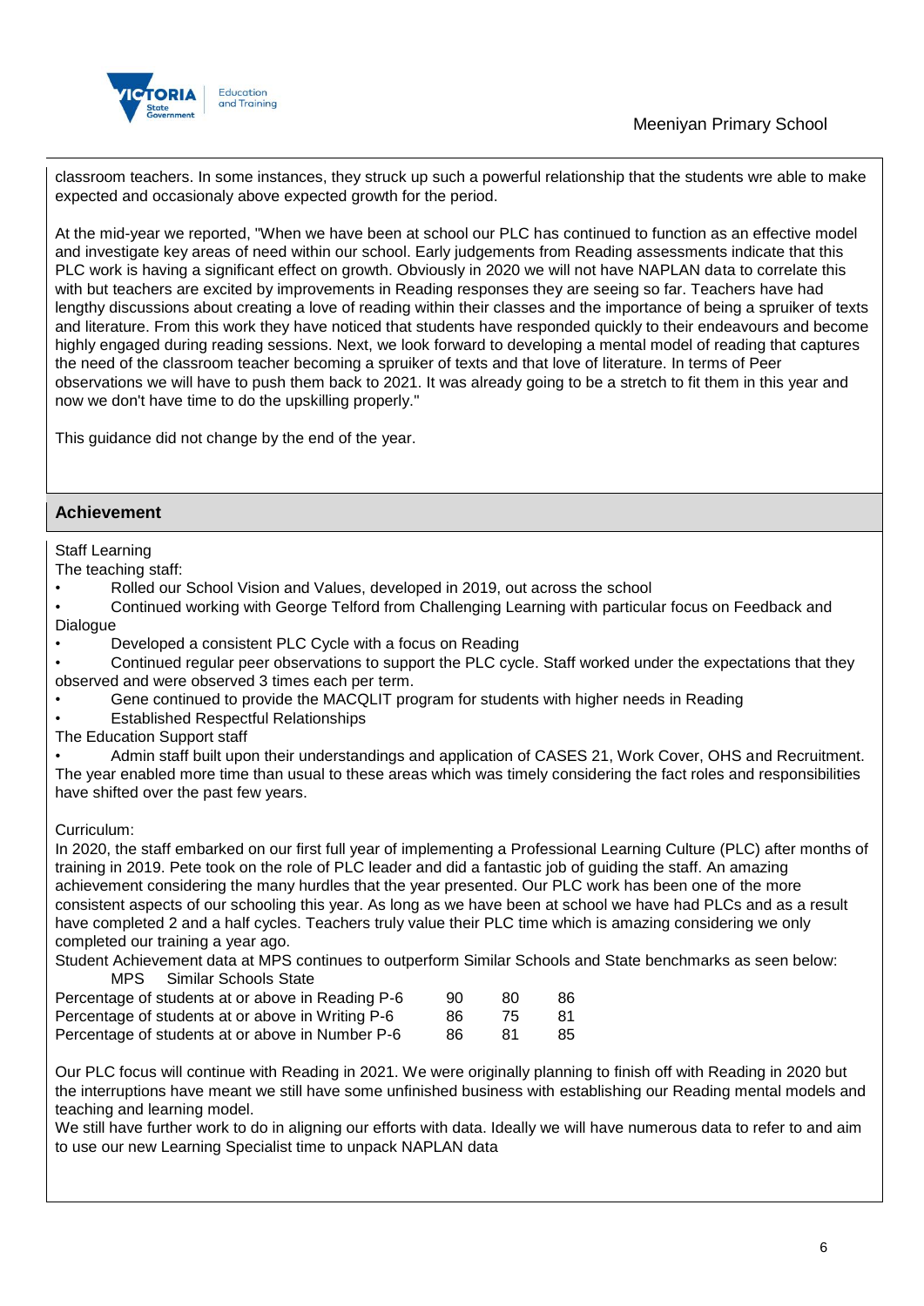classroom teachers. In some instances, they struck up such a powerful relationship that the students wre able to make expected and occasionaly above expected growth for the period.

At the mid-year we reported, "When we have been at school our PLC has continued to function as an effective model and investigate key areas of need within our school. Early judgements from Reading assessments indicate that this PLC work is having a significant effect on growth. Obviously in 2020 we will not have NAPLAN data to correlate this with but teachers are excited by improvements in Reading responses they are seeing so far. Teachers have had lengthy discussions about creating a love of reading within their classes and the importance of being a spruiker of texts and literature. From this work they have noticed that students have responded quickly to their endeavours and become highly engaged during reading sessions. Next, we look forward to developing a mental model of reading that captures the need of the classroom teacher becoming a spruiker of texts and that love of literature. In terms of Peer observations we will have to push them back to 2021. It was already going to be a stretch to fit them in this year and now we don't have time to do the upskilling properly."

This guidance did not change by the end of the year.

## Achievement

Staff Learning

The teaching staff:

- Rolled out our School Vision and Values, developed in 2019, out across the school
- Continued working with George Telford from Challenging Learning with particular focus on Feedback and Dialogue
- Developed a consistent PLC Cycle with a focus on Reading
- Continued regular peer observations to support the PLC cycle. Staff worked under the expectations that they observed and were observed 3 times each per term.
- Gene continued to provide the MACQLIT program for students with higher needs in Reading
- Established Respectful Relationships

The Education Support staff

- Admin staff built upon their understandings and application of CASES 21, Work Cover, OHS and Recruitment. The year enabled more time than usual to these areas which was timely considering the fact roles and responsibilities have shifted over the past few years.

Curriculum:

In 2020, the staff embarked on our first full year of implementing a Professional Learning Culture (PLC) after months of training in 2019. Pete took on the role of PLC leader and did a fantastic job of guiding the staff. An amazing achievement considering the many hurdles that the year presented. Our PLC work has been one of the more consistent aspects of our schooling this year. As long as we have been at school we have had PLCs and as a result have completed 2 and a half cycles. Teachers truly value their PLC time which is amazing considering we only completed our training a year ago.

Student Achievement data at MPS continues to outperform Similar Schools and State benchmarks as seen below:

| | MPS | Similar Schools | State |
|---|---|---|---|
| Percentage of students at or above in Reading P-6 | 90 | 80 | 86 |
| Percentage of students at or above in Writing P-6 | 86 | 75 | 81 |
| Percentage of students at or above in Number P-6 | 86 | 81 | 85 |

Our PLC focus will continue with Reading in 2021. We were originally planning to finish off with Reading in 2020 but the interruptions have meant we still have some unfinished business with establishing our Reading mental models and teaching and learning model.

We still have further work to do in aligning our efforts with data. Ideally we will have numerous data to refer to and aim to use our new Learning Specialist time to unpack NAPLAN data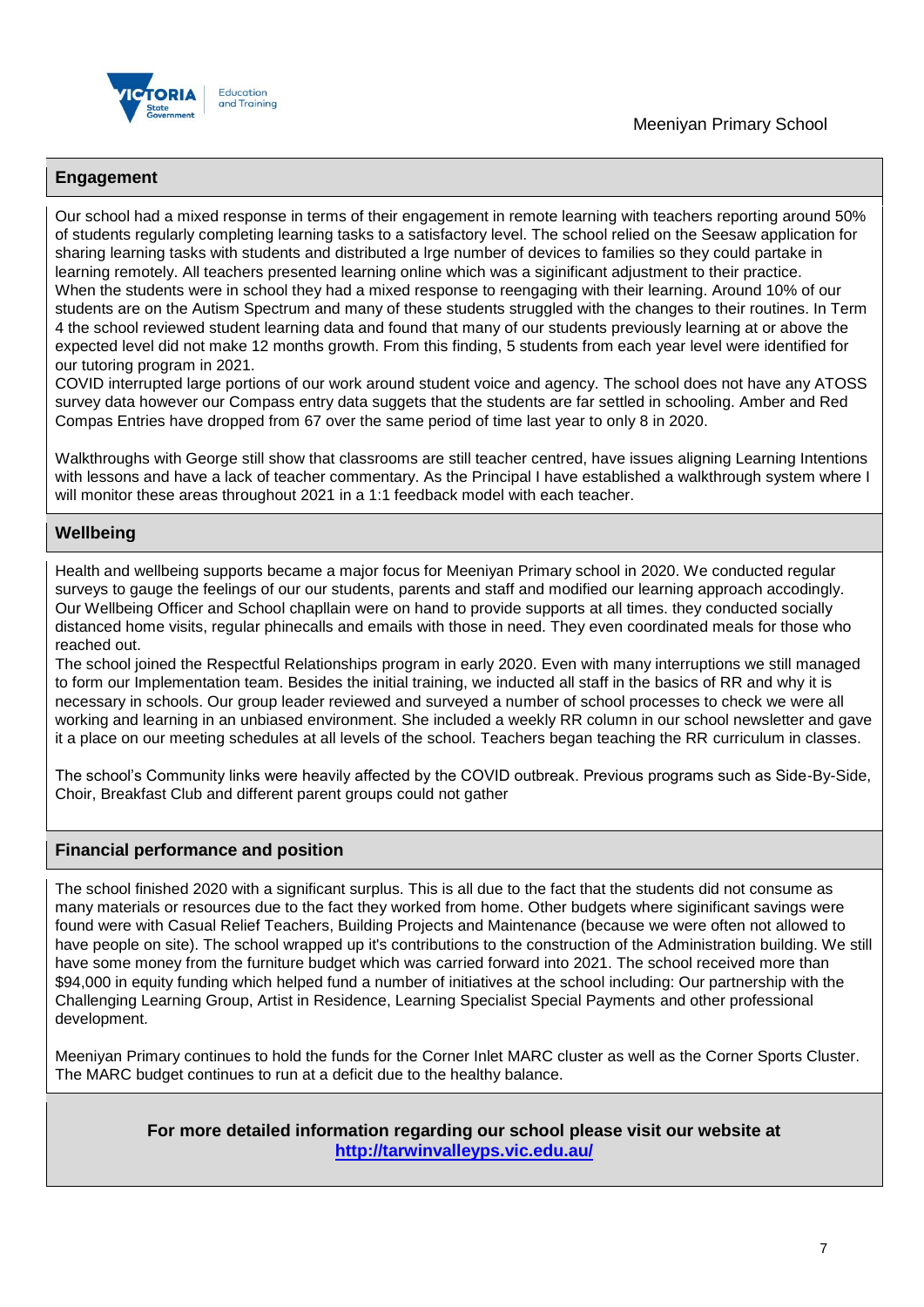## Engagement

Our school had a mixed response in terms of their engagement in remote learning with teachers reporting around 50% of students regularly completing learning tasks to a satisfactory level. The school relied on the Seesaw application for sharing learning tasks with students and distributed a lrge number of devices to families so they could partake in learning remotely. All teachers presented learning online which was a siginificant adjustment to their practice.
When the students were in school they had a mixed response to reengaging with their learning. Around 10% of our students are on the Autism Spectrum and many of these students struggled with the changes to their routines. In Term 4 the school reviewed student learning data and found that many of our students previously learning at or above the expected level did not make 12 months growth. From this finding, 5 students from each year level were identified for our tutoring program in 2021.
COVID interrupted large portions of our work around student voice and agency. The school does not have any ATOSS survey data however our Compass entry data suggets that the students are far settled in schooling. Amber and Red Compas Entries have dropped from 67 over the same period of time last year to only 8 in 2020.

Walkthroughs with George still show that classrooms are still teacher centred, have issues aligning Learning Intentions with lessons and have a lack of teacher commentary. As the Principal I have established a walkthrough system where I will monitor these areas throughout 2021 in a 1:1 feedback model with each teacher.

## Wellbeing

Health and wellbeing supports became a major focus for Meeniyan Primary school in 2020. We conducted regular surveys to gauge the feelings of our our students, parents and staff and modified our learning approach accordingly. Our Wellbeing Officer and School chapllain were on hand to provide supports at all times. they conducted socially distanced home visits, regular phinecalls and emails with those in need. They even coordinated meals for those who reached out.
The school joined the Respectful Relationships program in early 2020. Even with many interruptions we still managed to form our Implementation team. Besides the initial training, we inducted all staff in the basics of RR and why it is necessary in schools. Our group leader reviewed and surveyed a number of school processes to check we were all working and learning in an unbiased environment. She included a weekly RR column in our school newsletter and gave it a place on our meeting schedules at all levels of the school. Teachers began teaching the RR curriculum in classes.

The school's Community links were heavily affected by the COVID outbreak. Previous programs such as Side-By-Side, Choir, Breakfast Club and different parent groups could not gather

## Financial performance and position

The school finished 2020 with a significant surplus. This is all due to the fact that the students did not consume as many materials or resources due to the fact they worked from home. Other budgets where siginificant savings were found were with Casual Relief Teachers, Building Projects and Maintenance (because we were often not allowed to have people on site). The school wrapped up it's contributions to the construction of the Administration building. We still have some money from the furniture budget which was carried forward into 2021. The school received more than $94,000 in equity funding which helped fund a number of initiatives at the school including: Our partnership with the Challenging Learning Group, Artist in Residence, Learning Specialist Special Payments and other professional development.

Meeniyan Primary continues to hold the funds for the Corner Inlet MARC cluster as well as the Corner Sports Cluster. The MARC budget continues to run at a deficit due to the healthy balance.

**For more detailed information regarding our school please visit our website at [http://tarwinvalleyps.vic.edu.au/](http://tarwinvalleyps.vic.edu.au/)**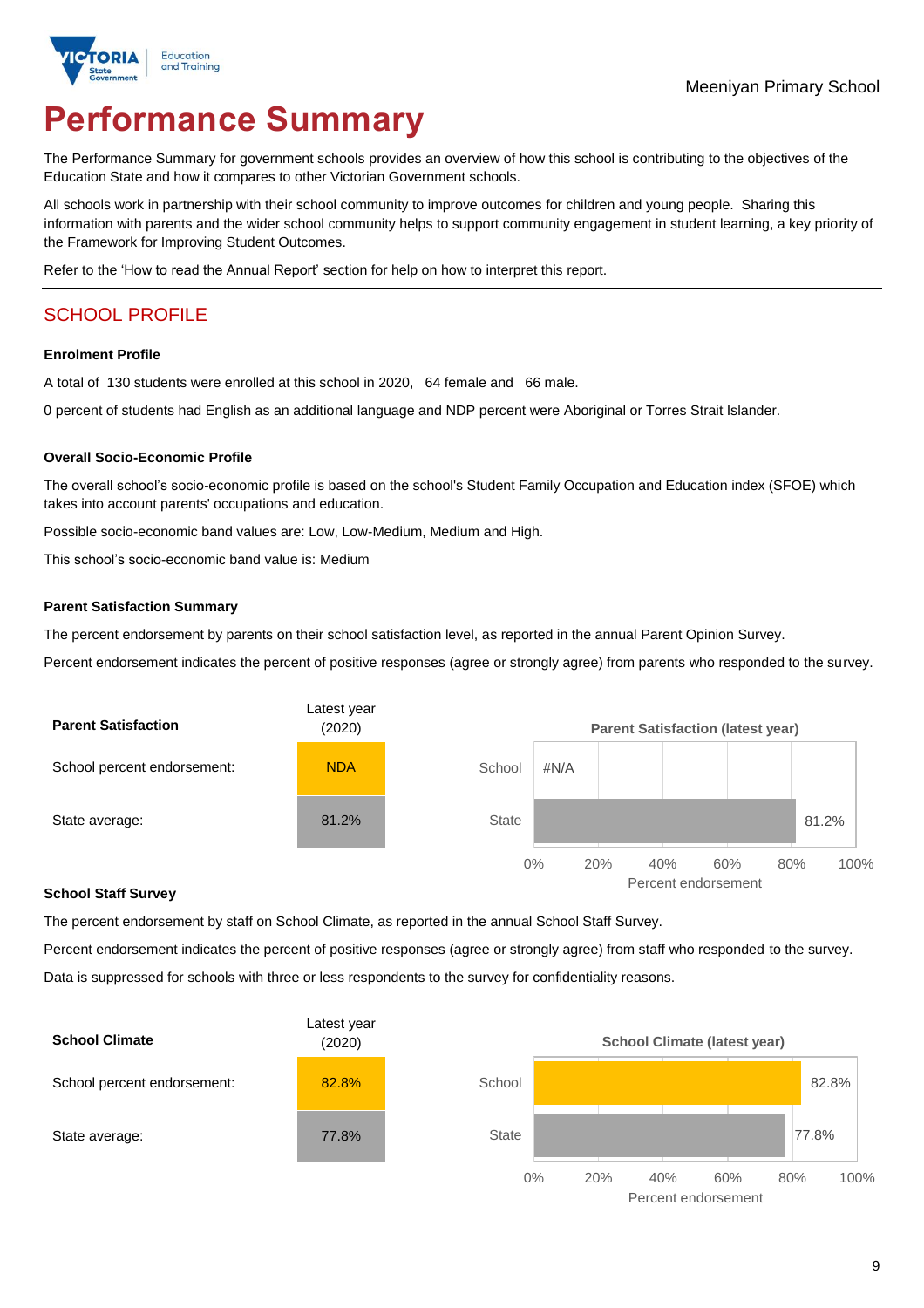Meeniyan Primary School

# Performance Summary

The Performance Summary for government schools provides an overview of how this school is contributing to the objectives of the Education State and how it compares to other Victorian Government schools.

All schools work in partnership with their school community to improve outcomes for children and young people. Sharing this information with parents and the wider school community helps to support community engagement in student learning, a key priority of the Framework for Improving Student Outcomes.

Refer to the 'How to read the Annual Report' section for help on how to interpret this report.

## SCHOOL PROFILE

### Enrolment Profile

A total of 130 students were enrolled at this school in 2020, 64 female and 66 male.

0 percent of students had English as an additional language and NDP percent were Aboriginal or Torres Strait Islander.

### Overall Socio-Economic Profile

The overall school's socio-economic profile is based on the school's Student Family Occupation and Education index (SFOE) which takes into account parents' occupations and education.

Possible socio-economic band values are: Low, Low-Medium, Medium and High.

This school's socio-economic band value is: Medium

### Parent Satisfaction Summary

The percent endorsement by parents on their school satisfaction level, as reported in the annual Parent Opinion Survey.

Percent endorsement indicates the percent of positive responses (agree or strongly agree) from parents who responded to the survey.

| Parent Satisfaction | Latest year (2020) |
|---|---|
| School percent endorsement: | NDA |
| State average: | 81.2% |

**Parent Satisfaction (latest year)**

| | Percent endorsement |
|---|---|
| School | #N/A |
| State | 81.2% |

### School Staff Survey

The percent endorsement by staff on School Climate, as reported in the annual School Staff Survey.

Percent endorsement indicates the percent of positive responses (agree or strongly agree) from staff who responded to the survey.

Data is suppressed for schools with three or less respondents to the survey for confidentiality reasons.

| School Climate | Latest year (2020) |
|---|---|
| School percent endorsement: | 82.8% |
| State average: | 77.8% |

**School Climate (latest year)**

| | Percent endorsement |
|---|---|
| School | 82.8% |
| State | 77.8% |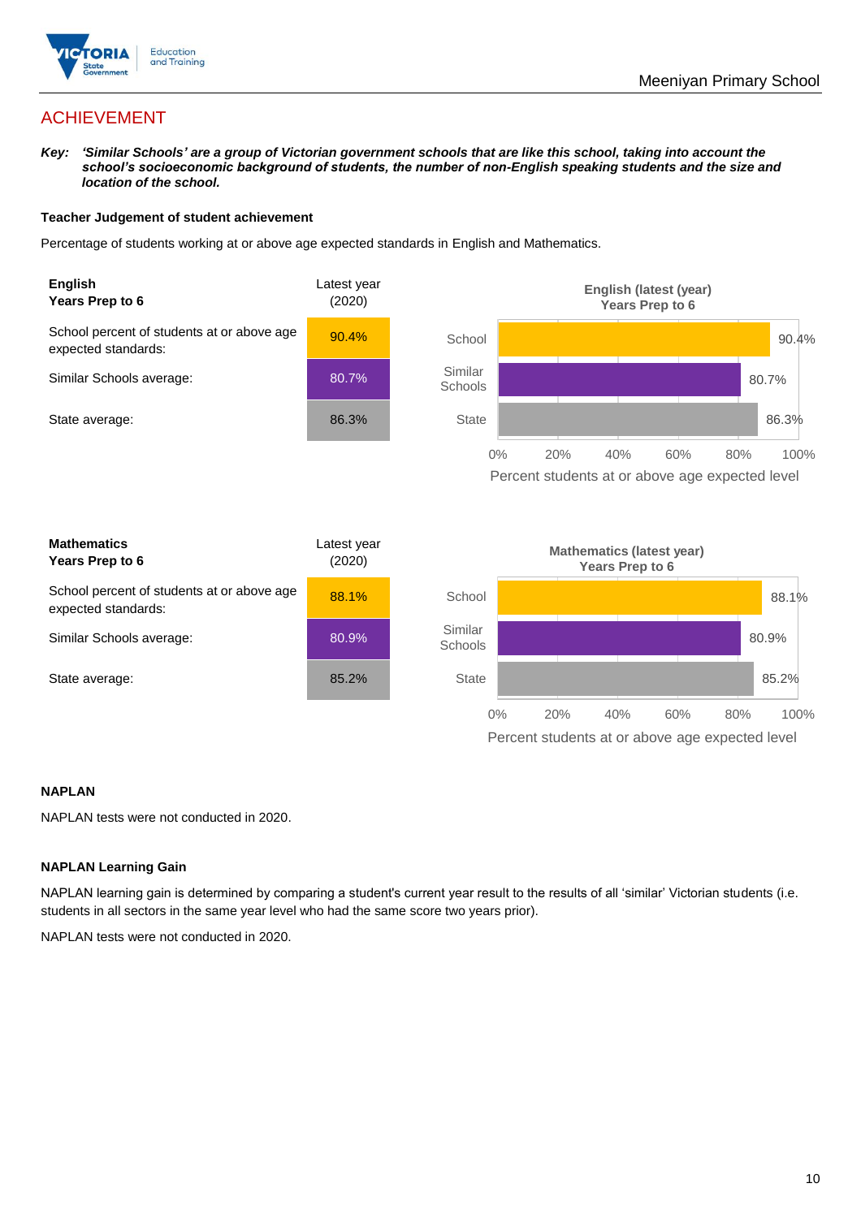## ACHIEVEMENT

***Key:*** ***'Similar Schools' are a group of Victorian government schools that are like this school, taking into account the school's socioeconomic background of students, the number of non-English speaking students and the size and location of the school.***

### Teacher Judgement of student achievement

Percentage of students working at or above age expected standards in English and Mathematics.

| **English** **Years Prep to 6** | Latest year (2020) |
|---|---|
| School percent of students at or above age expected standards: | 90.4% |
| Similar Schools average: | 80.7% |
| State average: | 86.3% |

**English (latest (year) Years Prep to 6**

| | Percent students at or above age expected level |
|---|---|
| School | 90.4% |
| Similar Schools | 80.7% |
| State | 86.3% |

| **Mathematics** **Years Prep to 6** | Latest year (2020) |
|---|---|
| School percent of students at or above age expected standards: | 88.1% |
| Similar Schools average: | 80.9% |
| State average: | 85.2% |

**Mathematics (latest year) Years Prep to 6**

| | Percent students at or above age expected level |
|---|---|
| School | 88.1% |
| Similar Schools | 80.9% |
| State | 85.2% |

### NAPLAN

NAPLAN tests were not conducted in 2020.

### NAPLAN Learning Gain

NAPLAN learning gain is determined by comparing a student's current year result to the results of all 'similar' Victorian students (i.e. students in all sectors in the same year level who had the same score two years prior).

NAPLAN tests were not conducted in 2020.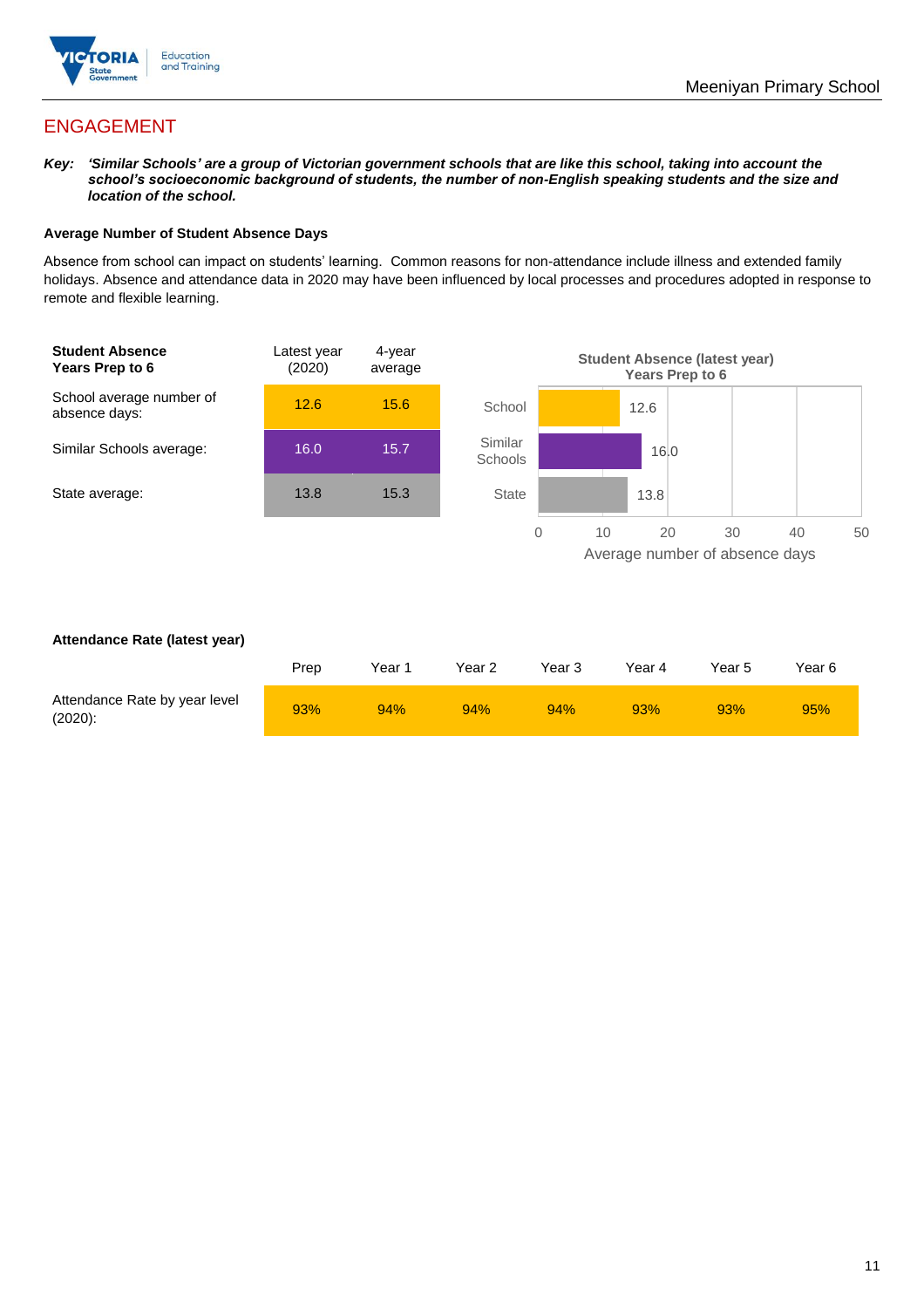## ENGAGEMENT

***Key:** 'Similar Schools' are a group of Victorian government schools that are like this school, taking into account the school's socioeconomic background of students, the number of non-English speaking students and the size and location of the school.*

### Average Number of Student Absence Days

Absence from school can impact on students' learning. Common reasons for non-attendance include illness and extended family holidays. Absence and attendance data in 2020 may have been influenced by local processes and procedures adopted in response to remote and flexible learning.

| **Student Absence Years Prep to 6** | Latest year (2020) | 4-year average |
|---|---|---|
| School average number of absence days: | 12.6 | 15.6 |
| Similar Schools average: | 16.0 | 15.7 |
| State average: | 13.8 | 15.3 |

**Student Absence (latest year) Years Prep to 6**

| | Average number of absence days |
|---|---|
| School | 12.6 |
| Similar Schools | 16.0 |
| State | 13.8 |

### Attendance Rate (latest year)

| | Prep | Year 1 | Year 2 | Year 3 | Year 4 | Year 5 | Year 6 |
|---|---|---|---|---|---|---|---|
| Attendance Rate by year level (2020): | 93% | 94% | 94% | 94% | 93% | 93% | 95% |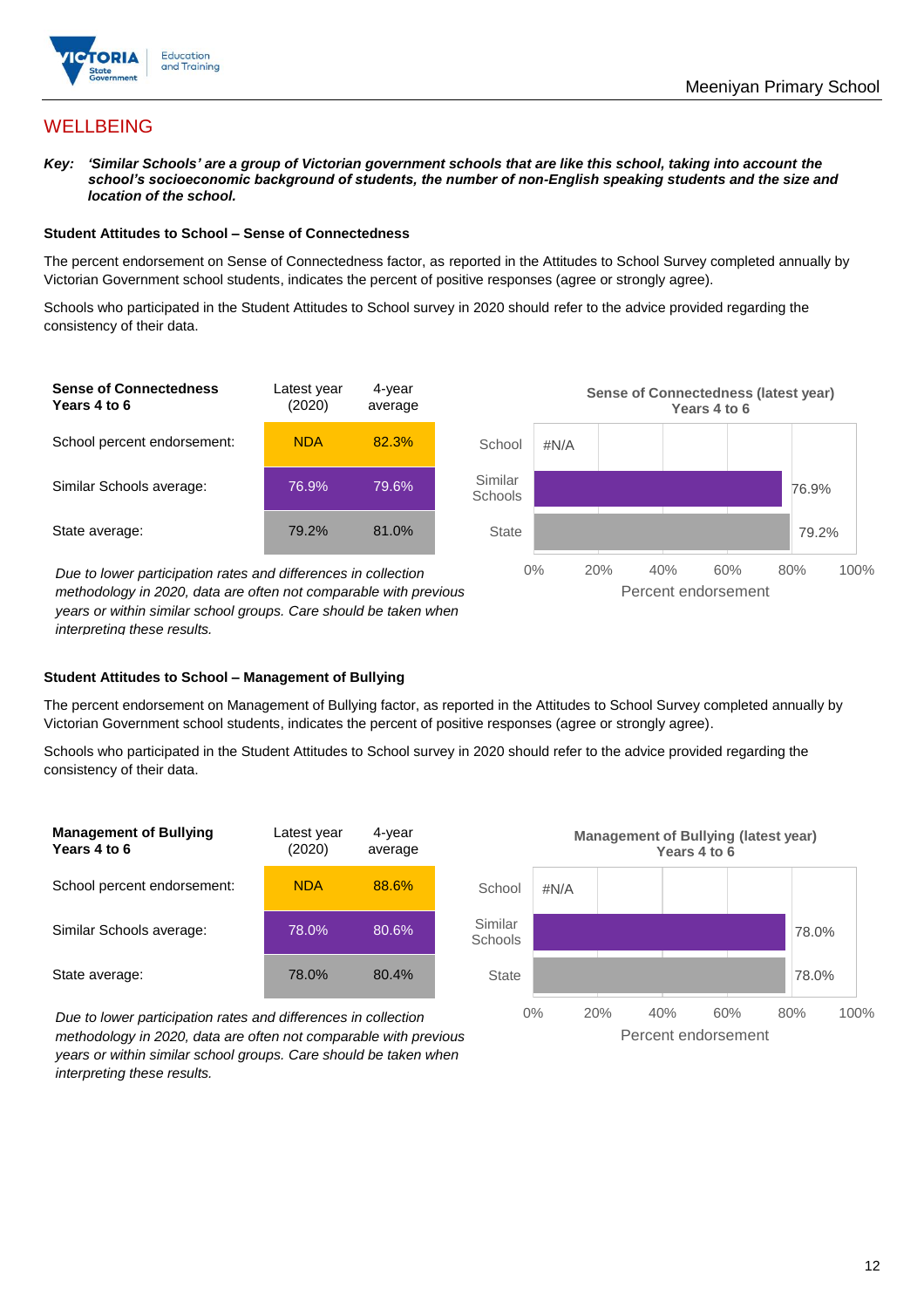# WELLBEING

***Key:*** ***'Similar Schools' are a group of Victorian government schools that are like this school, taking into account the school's socioeconomic background of students, the number of non-English speaking students and the size and location of the school.***

### Student Attitudes to School – Sense of Connectedness

The percent endorsement on Sense of Connectedness factor, as reported in the Attitudes to School Survey completed annually by Victorian Government school students, indicates the percent of positive responses (agree or strongly agree).

Schools who participated in the Student Attitudes to School survey in 2020 should refer to the advice provided regarding the consistency of their data.

| Sense of Connectedness Years 4 to 6 | Latest year (2020) | 4-year average |
|---|---|---|
| School percent endorsement: | NDA | 82.3% |
| Similar Schools average: | 76.9% | 79.6% |
| State average: | 79.2% | 81.0% |

*Due to lower participation rates and differences in collection methodology in 2020, data are often not comparable with previous years or within similar school groups. Care should be taken when interpreting these results.*

**Sense of Connectedness (latest year) Years 4 to 6**

| | Percent endorsement |
|---|---|
| School | #N/A |
| Similar Schools | 76.9% |
| State | 79.2% |

### Student Attitudes to School – Management of Bullying

The percent endorsement on Management of Bullying factor, as reported in the Attitudes to School Survey completed annually by Victorian Government school students, indicates the percent of positive responses (agree or strongly agree).

Schools who participated in the Student Attitudes to School survey in 2020 should refer to the advice provided regarding the consistency of their data.

| Management of Bullying Years 4 to 6 | Latest year (2020) | 4-year average |
|---|---|---|
| School percent endorsement: | NDA | 88.6% |
| Similar Schools average: | 78.0% | 80.6% |
| State average: | 78.0% | 80.4% |

*Due to lower participation rates and differences in collection methodology in 2020, data are often not comparable with previous years or within similar school groups. Care should be taken when interpreting these results.*

**Management of Bullying (latest year) Years 4 to 6**

| | Percent endorsement |
|---|---|
| School | #N/A |
| Similar Schools | 78.0% |
| State | 78.0% |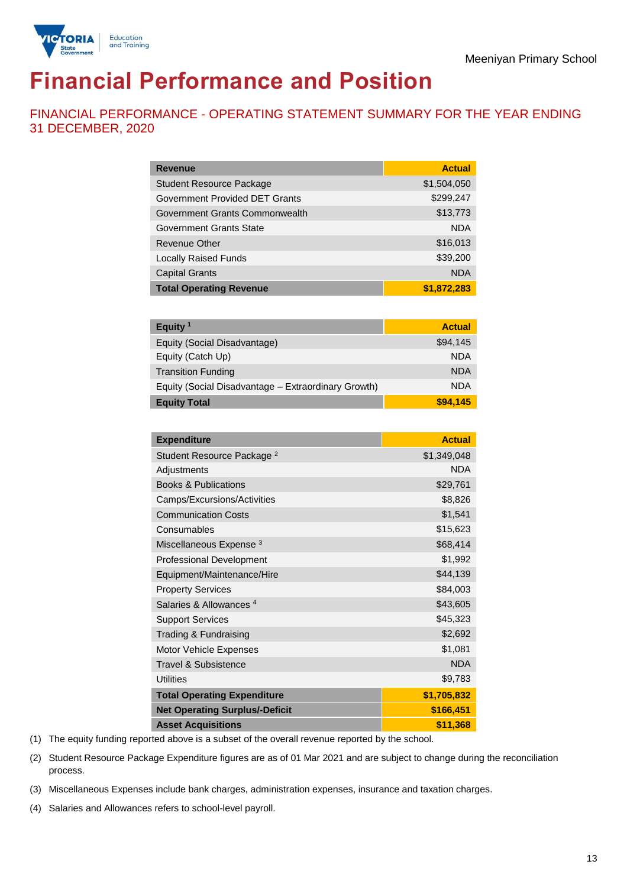Meeniyan Primary School

# Financial Performance and Position

## FINANCIAL PERFORMANCE - OPERATING STATEMENT SUMMARY FOR THE YEAR ENDING 31 DECEMBER, 2020

| Revenue | Actual |
|---|---|
| Student Resource Package | $1,504,050 |
| Government Provided DET Grants | $299,247 |
| Government Grants Commonwealth | $13,773 |
| Government Grants State | NDA |
| Revenue Other | $16,013 |
| Locally Raised Funds | $39,200 |
| Capital Grants | NDA |
| **Total Operating Revenue** | **$1,872,283** |

| Equity [1] | Actual |
|---|---|
| Equity (Social Disadvantage) | $94,145 |
| Equity (Catch Up) | NDA |
| Transition Funding | NDA |
| Equity (Social Disadvantage – Extraordinary Growth) | NDA |
| **Equity Total** | **$94,145** |

| Expenditure | Actual |
|---|---|
| Student Resource Package [2] | $1,349,048 |
| Adjustments | NDA |
| Books & Publications | $29,761 |
| Camps/Excursions/Activities | $8,826 |
| Communication Costs | $1,541 |
| Consumables | $15,623 |
| Miscellaneous Expense [3] | $68,414 |
| Professional Development | $1,992 |
| Equipment/Maintenance/Hire | $44,139 |
| Property Services | $84,003 |
| Salaries & Allowances [4] | $43,605 |
| Support Services | $45,323 |
| Trading & Fundraising | $2,692 |
| Motor Vehicle Expenses | $1,081 |
| Travel & Subsistence | NDA |
| Utilities | $9,783 |
| **Total Operating Expenditure** | **$1,705,832** |
| **Net Operating Surplus/-Deficit** | **$166,451** |
| **Asset Acquisitions** | **$11,368** |

(1) The equity funding reported above is a subset of the overall revenue reported by the school.

(2) Student Resource Package Expenditure figures are as of 01 Mar 2021 and are subject to change during the reconciliation process.

(3) Miscellaneous Expenses include bank charges, administration expenses, insurance and taxation charges.

(4) Salaries and Allowances refers to school-level payroll.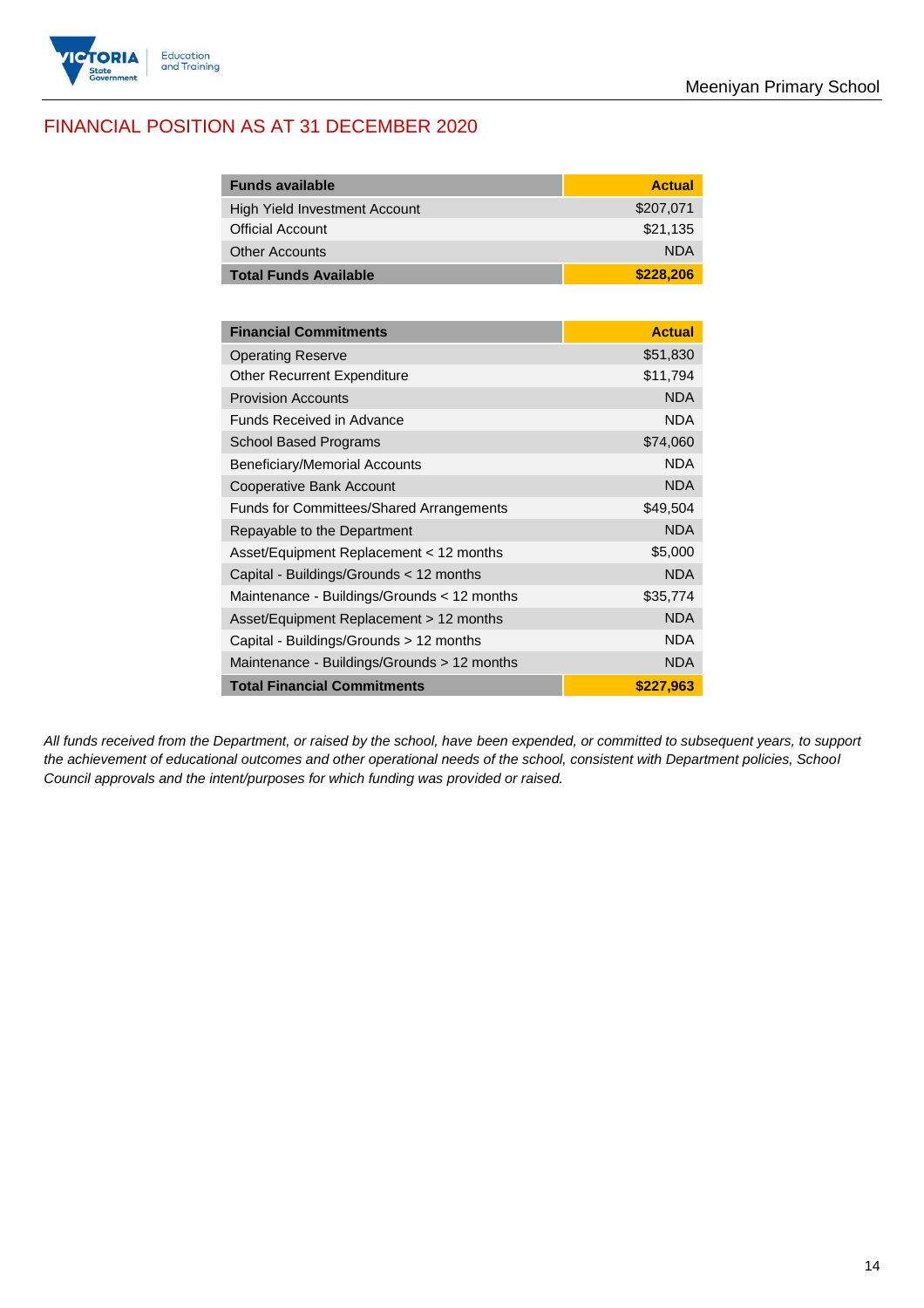## FINANCIAL POSITION AS AT 31 DECEMBER 2020

| Funds available | Actual |
| --- | --- |
| High Yield Investment Account | $207,071 |
| Official Account | $21,135 |
| Other Accounts | NDA |
| **Total Funds Available** | **$228,206** |

| Financial Commitments | Actual |
| --- | --- |
| Operating Reserve | $51,830 |
| Other Recurrent Expenditure | $11,794 |
| Provision Accounts | NDA |
| Funds Received in Advance | NDA |
| School Based Programs | $74,060 |
| Beneficiary/Memorial Accounts | NDA |
| Cooperative Bank Account | NDA |
| Funds for Committees/Shared Arrangements | $49,504 |
| Repayable to the Department | NDA |
| Asset/Equipment Replacement < 12 months | $5,000 |
| Capital - Buildings/Grounds < 12 months | NDA |
| Maintenance - Buildings/Grounds < 12 months | $35,774 |
| Asset/Equipment Replacement > 12 months | NDA |
| Capital - Buildings/Grounds > 12 months | NDA |
| Maintenance - Buildings/Grounds > 12 months | NDA |
| **Total Financial Commitments** | **$227,963** |

*All funds received from the Department, or raised by the school, have been expended, or committed to subsequent years, to support the achievement of educational outcomes and other operational needs of the school, consistent with Department policies, School Council approvals and the intent/purposes for which funding was provided or raised.*